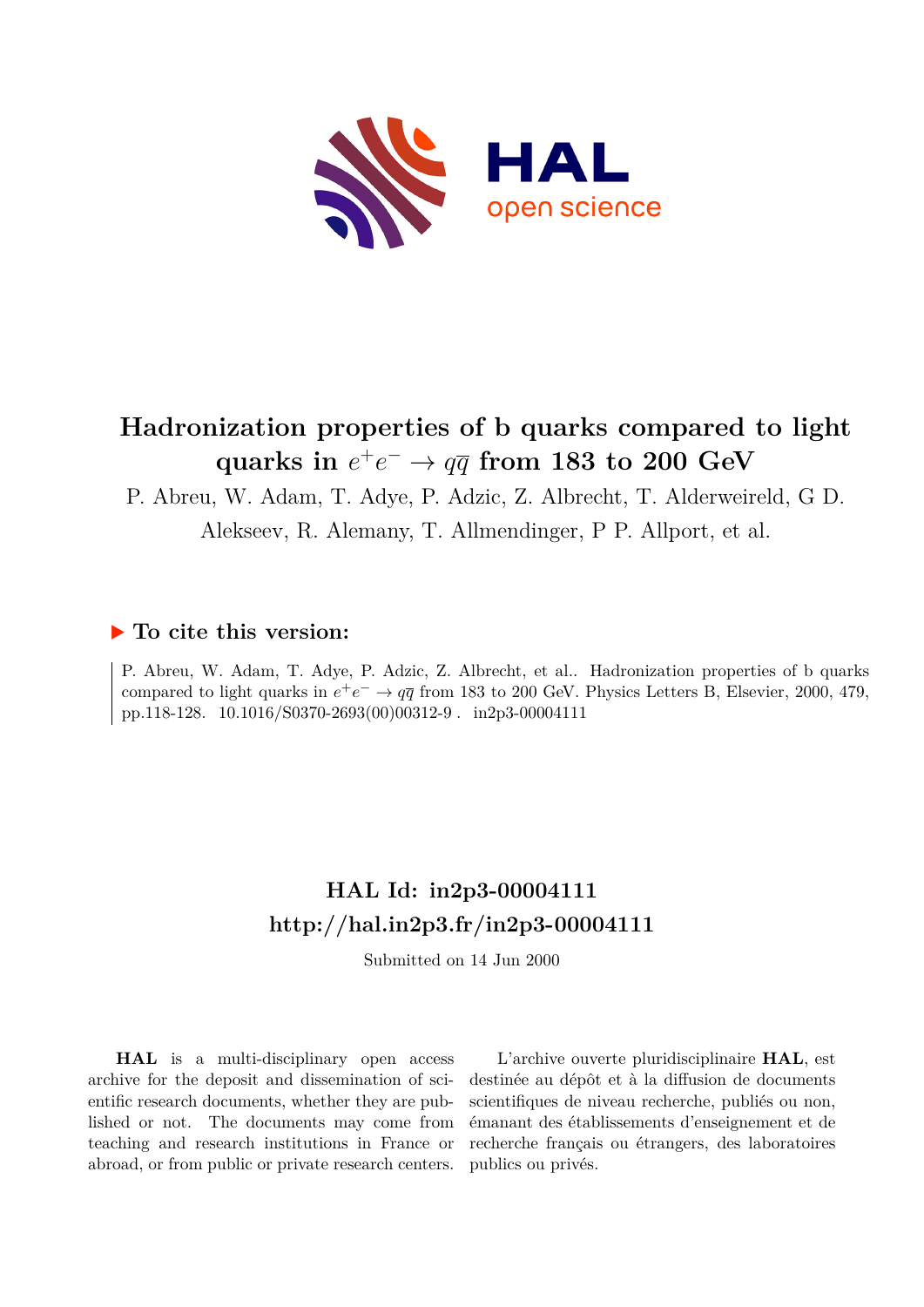# Hadronization properties of b quarks compared to light quarks in $e^+e^- \to q\overline{q}$ from 183 to 200 GeV

P. Abreu, W. Adam, T. Adye, P. Adzic, Z. Albrecht, T. Alderweireld, G D. Alekseev, R. Alemany, T. Allmendinger, P P. Allport, et al.

## ▶ To cite this version:

P. Abreu, W. Adam, T. Adye, P. Adzic, Z. Albrecht, et al.. Hadronization properties of b quarks compared to light quarks in $e^+e^- \to q\overline{q}$ from 183 to 200 GeV. Physics Letters B, Elsevier, 2000, 479, pp.118-128. 10.1016/S0370-2693(00)00312-9 . in2p3-00004111

## HAL Id: in2p3-00004111
## http://hal.in2p3.fr/in2p3-00004111

Submitted on 14 Jun 2000

**HAL** is a multi-disciplinary open access archive for the deposit and dissemination of scientific research documents, whether they are published or not. The documents may come from teaching and research institutions in France or abroad, or from public or private research centers.

L'archive ouverte pluridisciplinaire **HAL**, est destinée au dépôt et à la diffusion de documents scientifiques de niveau recherche, publiés ou non, émanant des établissements d'enseignement et de recherche français ou étrangers, des laboratoires publics ou privés.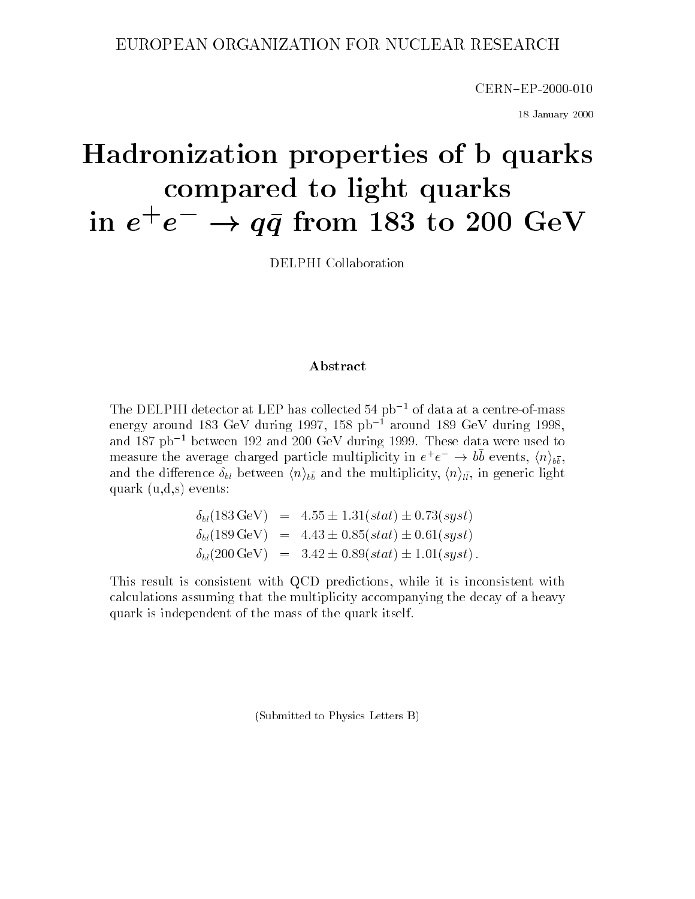EUROPEAN ORGANIZATION FOR NUCLEAR RESEARCH

CERN–EP-2000-010

18 January 2000

# Hadronization properties of b quarks compared to light quarks in $e^+e^- \to q\bar{q}$ from 183 to 200 GeV

DELPHI Collaboration

### Abstract

The DELPHI detector at LEP has collected 54 pb$^{-1}$ of data at a centre-of-mass energy around 183 GeV during 1997, 158 pb$^{-1}$ around 189 GeV during 1998, and 187 pb$^{-1}$ between 192 and 200 GeV during 1999. These data were used to measure the average charged particle multiplicity in $e^+e^- \to b\bar{b}$ events, $\langle n \rangle_{b\bar{b}}$, and the difference $\delta_{bl}$ between $\langle n \rangle_{b\bar{b}}$ and the multiplicity, $\langle n \rangle_{l\bar{l}}$, in generic light quark (u,d,s) events:

$$
\begin{aligned}
\delta_{bl}(183\,\mathrm{GeV}) &= 4.55 \pm 1.31(stat) \pm 0.73(syst) \\
\delta_{bl}(189\,\mathrm{GeV}) &= 4.43 \pm 0.85(stat) \pm 0.61(syst) \\
\delta_{bl}(200\,\mathrm{GeV}) &= 3.42 \pm 0.89(stat) \pm 1.01(syst)\,.
\end{aligned}
$$

This result is consistent with QCD predictions, while it is inconsistent with calculations assuming that the multiplicity accompanying the decay of a heavy quark is independent of the mass of the quark itself.

(Submitted to Physics Letters B)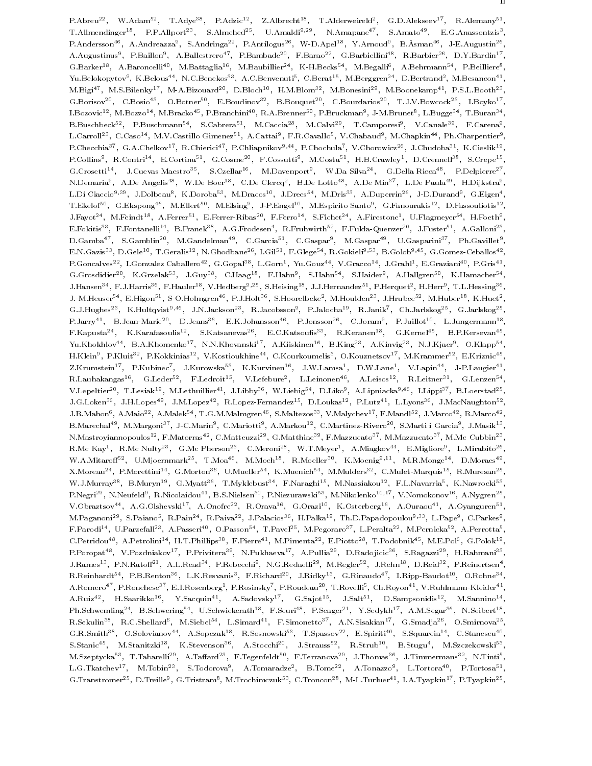P.Abreu[22], W.Adam[52], T.Adye[38], P.Adzic[12], Z.Albrecht[18], T.Alderweireld[2], G.D.Alekseev[17], R.Alemany[51], T.Allmendinger[18], P.P.Allport[23], S.Almehed[25], U.Amaldi[9,29], N.Amapane[47], S.Amato[49], E.G.Anassontzis[3], P.Andersson[46], A.Andreazza[9], S.Andringa[22], P.Antilogus[26], W-D.Apel[18], Y.Arnoud[9], B.Åsman[46], J-E.Augustin[26], A.Augustinus[9], P.Baillon[9], A.Ballestrero[47], P.Bambade[20], F.Barao[22], G.Barbiellini[48], R.Barbier[26], D.Y.Bardin[17], G.Barker[18], A.Baroncelli[40], M.Battaglia[16], M.Baubillier[24], K-H.Becks[54], M.Begalli[6], A.Behrmann[54], P.Beilliere[8], Yu.Belokopytov[9], K.Belous[44], N.C.Benekos[33], A.C.Benvenuti[5], C.Berat[15], M.Berggren[24], D.Bertrand[2], M.Besancon[41], M.Bigi[47], M.S.Bilenky[17], M-A.Bizouard[20], D.Bloch[10], H.M.Blom[32], M.Bonesini[29], M.Boonekamp[41], P.S.L.Booth[23], G.Borisov[20], C.Bosio[43], O.Botner[50], E.Boudinov[32], B.Bouquet[20], C.Bourdarios[20], T.J.V.Bowcock[23], I.Boyko[17], I.Bozovic[12], M.Bozzo[14], M.Bracko[45], P.Branchini[40], R.A.Brenner[50], P.Bruckman[9], J-M.Brunet[8], L.Bugge[34], T.Buran[34], B.Buschbeck[52], P.Buschmann[54], S.Cabrera[51], M.Caccia[28], M.Calvi[29], T.Camporesi[9], V.Canale[39], F.Carena[9], L.Carroll[23], C.Caso[14], M.V.Castillo Gimenez[51], A.Cattai[9], F.R.Cavallo[5], V.Chabaud[9], M.Chapkin[44], Ph.Charpentier[9], P.Checchia[37], G.A.Chelkov[17], R.Chierici[47], P.Chliapnikov[9,44], P.Chochula[7], V.Chorowicz[26], J.Chudoba[31], K.Cieslik[19], P.Collins[9], R.Contri[14], E.Cortina[51], G.Cosme[20], F.Cossutti[9], M.Costa[51], H.B.Crawley[1], D.Crennell[38], S.Crepe[15], G.Crosetti[14], J.Cuevas Maestro[35], S.Czellar[16], M.Davenport[9], W.Da Silva[24], G.Della Ricca[48], P.Delpierre[27], N.Demaria[9], A.De Angelis[48], W.De Boer[18], C.De Clercq[2], B.De Lotto[48], A.De Min[37], L.De Paula[49], H.Dijkstra[9], L.Di Ciaccio[9,39], J.Dolbeau[8], K.Doroba[53], M.Dracos[10], J.Drees[54], M.Dris[33], A.Duperrin[26], J-D.Durand[9], G.Eigen[4], T.Ekelof[50], G.Ekspong[46], M.Ellert[50], M.Elsing[9], J-P.Engel[10], M.Espirito Santo[9], G.Fanourakis[12], D.Fassouliotis[12], J.Fayot[24], M.Feindt[18], A.Ferrer[51], E.Ferrer-Ribas[20], F.Ferro[14], S.Fichet[24], A.Firestone[1], U.Flagmeyer[54], H.Foeth[9], E.Fokitis[33], F.Fontanelli[14], B.Franek[38], A.G.Frodesen[4], R.Fruhwirth[52], F.Fulda-Quenzer[20], J.Fuster[51], A.Galloni[23], D.Gamba[47], S.Gamblin[20], M.Gandelman[49], C.Garcia[51], C.Gaspar[9], M.Gaspar[49], U.Gasparini[37], Ph.Gavillet[9], E.N.Gazis[33], D.Gele[10], T.Geralis[12], N.Ghodbane[26], I.Gil[51], F.Glege[54], R.Gokieli[9,53], B.Golob[9,45], G.Gomez-Ceballos[42], P.Goncalves[22], I.Gonzalez Caballero[42], G.Gopal[38], L.Gorn[1], Yu.Gouz[44], V.Gracco[14], J.Grahl[1], E.Graziani[40], P.Gris[41], G.Grosdidier[20], K.Grzelak[53], J.Guy[38], C.Haag[18], F.Hahn[9], S.Hahn[54], S.Haider[9], A.Hallgren[50], K.Hamacher[54], J.Hansen[34], F.J.Harris[36], F.Hauler[18], V.Hedberg[9,25], S.Heising[18], J.J.Hernandez[51], P.Herquet[2], H.Herr[9], T.L.Hessing[36], J.-M.Heuser[54], E.Higon[51], S-O.Holmgren[46], P.J.Holt[36], S.Hoorelbeke[2], M.Houlden[23], J.Hrubec[52], M.Huber[18], K.Huet[2], G.J.Hughes[23], K.Hultqvist[9,46], J.N.Jackson[23], R.Jacobsson[9], P.Jalocha[19], R.Janik[7], Ch.Jarlskog[25], G.Jarlskog[25], P.Jarry[41], B.Jean-Marie[20], D.Jeans[36], E.K.Johansson[46], P.Jonsson[26], C.Joram[9], P.Juillot[10], L.Jungermann[18], F.Kapusta[24], K.Karafasoulis[12], S.Katsanevas[26], E.C.Katsoufis[33], R.Keranen[18], G.Kernel[45], B.P.Kersevan[45], Yu.Khokhlov[44], B.A.Khomenko[17], N.N.Khovanski[17], A.Kiiskinen[16], B.King[23], A.Kinvig[23], N.J.Kjaer[9], O.Klapp[54], H.Klein[9], P.Kluit[32], P.Kokkinias[12], V.Kostioukhine[44], C.Kourkoumelis[3], O.Kouznetsov[17], M.Krammer[52], E.Kriznic[45], Z.Krumstein[17], P.Kubinec[7], J.Kurowska[53], K.Kurvinen[16], J.W.Lamsa[1], D.W.Lane[1], V.Lapin[44], J-P.Laugier[41], R.Lauhakangas[16], G.Leder[52], F.Ledroit[15], V.Lefebure[2], L.Leinonen[46], A.Leisos[12], R.Leitner[31], G.Lenzen[54], V.Lepeltier[20], T.Lesiak[19], M.Lethuillier[41], J.Libby[36], W.Liebig[54], D.Liko[9], A.Lipniacka[9,46], I.Lippi[37], B.Loerstad[25], J.G.Loken[36], J.H.Lopes[49], J.M.Lopez[42], R.Lopez-Fernandez[15], D.Loukas[12], P.Lutz[41], L.Lyons[36], J.MacNaughton[52], J.R.Mahon[6], A.Maio[22], A.Malek[54], T.G.M.Malmgren[46], S.Maltezos[33], V.Malychev[17], F.Mandl[52], J.Marco[42], R.Marco[42], B.Marechal[49], M.Margoni[37], J-C.Marin[9], C.Mariotti[9], A.Markou[12], C.Martinez-Rivero[20], S.Marti i Garcia[9], J.Masik[13], N.Mastroyiannopoulos[12], F.Matorras[42], C.Matteuzzi[29], G.Matthiae[39], F.Mazzucato[37], M.Mazzucato[37], M.Mc Cubbin[23], R.Mc Kay[1], R.Mc Nulty[23], G.Mc Pherson[23], C.Meroni[28], W.T.Meyer[1], A.Miagkov[44], E.Migliore[9], L.Mirabito[26], W.A.Mitaroff[52], U.Mjoernmark[25], T.Moa[46], M.Moch[18], R.Moeller[30], K.Moenig[9,11], M.R.Monge[14], D.Moraes[49], X.Moreau[24], P.Morettini[14], G.Morton[36], U.Mueller[54], K.Muenich[54], M.Mulders[32], C.Mulet-Marquis[15], R.Muresan[25], W.J.Murray[38], B.Muryn[19], G.Myatt[36], T.Myklebust[34], F.Naraghi[15], M.Nassiakou[12], F.L.Navarria[5], K.Nawrocki[53], P.Negri[29], N.Neufeld[9], R.Nicolaidou[41], B.S.Nielsen[30], P.Niezurawski[53], M.Nikolenko[10,17], V.Nomokonov[16], A.Nygren[25], V.Obraztsov[44], A.G.Olshevski[17], A.Onofre[22], R.Orava[16], G.Orazi[10], K.Osterberg[16], A.Ouraou[41], A.Oyanguren[51], M.Paganoni[29], S.Paiano[5], R.Pain[24], R.Paiva[22], J.Palacios[36], H.Palka[19], Th.D.Papadopoulou[9,33], L.Pape[9], C.Parkes[9], F.Parodi[14], U.Parzefall[23], A.Passeri[40], O.Passon[54], T.Pavel[25], M.Pegoraro[37], L.Peralta[22], M.Pernicka[52], A.Perrotta[5], C.Petridou[48], A.Petrolini[14], H.T.Phillips[38], F.Pierre[41], M.Pimenta[22], E.Piotto[28], T.Podobnik[45], M.E.Pol[6], G.Polok[19], P.Poropat[48], V.Pozdniakov[17], P.Privitera[39], N.Pukhaeva[17], A.Pullia[29], D.Radojicic[36], S.Ragazzi[29], H.Rahmani[33], J.Rames[13], P.N.Ratoff[21], A.L.Read[34], P.Rebecchi[9], N.G.Redaelli[29], M.Regler[52], J.Rehn[18], D.Reid[32], P.Reinertsen[4], R.Reinhardt[54], P.B.Renton[36], L.K.Resvanis[3], F.Richard[20], J.Ridky[13], G.Rinaudo[47], I.Ripp-Baudot[10], O.Rohne[34], A.Romero[47], P.Ronchese[37], E.I.Rosenberg[1], P.Rosinsky[7], P.Roudeau[20], T.Rovelli[5], Ch.Royon[41], V.Ruhlmann-Kleider[41], A.Ruiz[42], H.Saarikko[16], Y.Sacquin[41], A.Sadovsky[17], G.Sajot[15], J.Salt[51], D.Sampsonidis[12], M.Sannino[14], Ph.Schwemling[24], B.Schwering[54], U.Schwickerath[18], F.Scuri[48], P.Seager[21], Y.Sedykh[17], A.M.Segar[36], N.Seibert[18], R.Sekulin[38], R.C.Shellard[6], M.Siebel[54], L.Simard[41], F.Simonetto[37], A.N.Sisakian[17], G.Smadja[26], O.Smirnova[25], G.R.Smith[38], O.Solovianov[44], A.Sopczak[18], R.Sosnowski[53], T.Spassov[22], E.Spiriti[40], S.Squarcia[14], C.Stanescu[40], S.Stanic[45], M.Stanitzki[18], K.Stevenson[36], A.Stocchi[20], J.Strauss[52], R.Strub[10], B.Stugu[4], M.Szczekowski[53], M.Szeptycka[53], T.Tabarelli[29], A.Taffard[23], F.Tegenfeldt[50], F.Terranova[29], J.Thomas[36], J.Timmermans[32], N.Tinti[5], L.G.Tkatchev[17], M.Tobin[23], S.Todorova[9], A.Tomaradze[2], B.Tome[22], A.Tonazzo[9], L.Tortora[40], P.Tortosa[51], G.Transtromer[25], D.Treille[9], G.Tristram[8], M.Trochimczuk[53], C.Troncon[28], M-L.Turluer[41], I.A.Tyapkin[17], P.Tyapkin[25],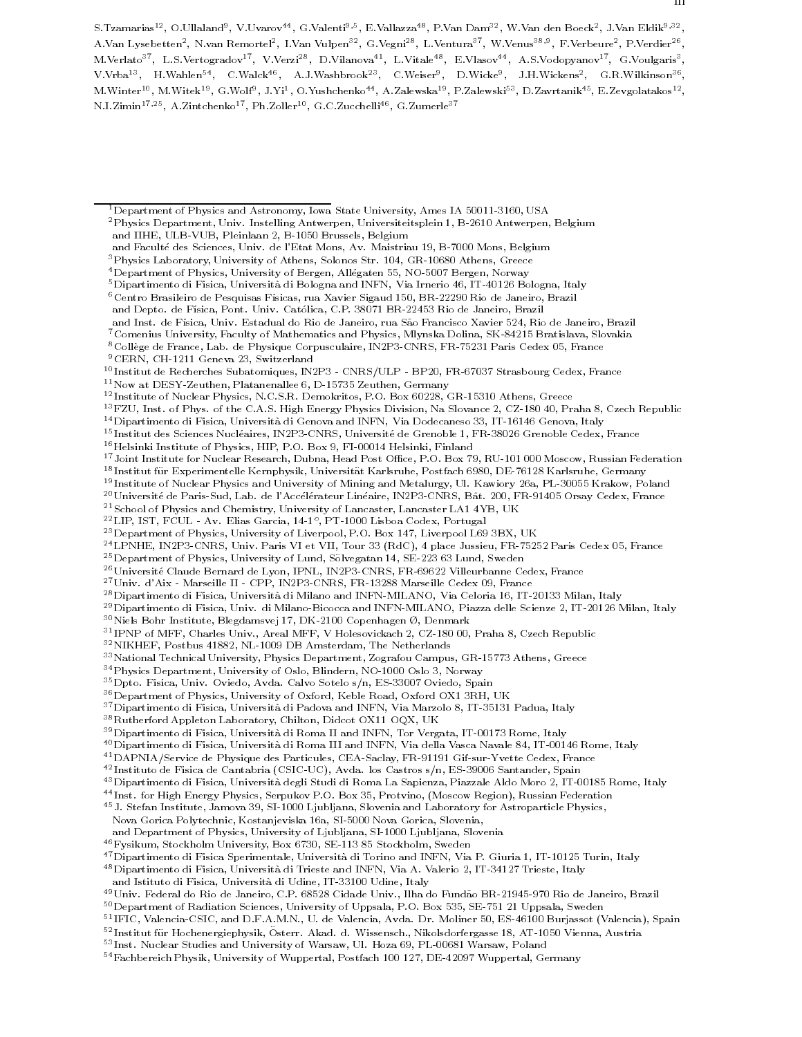S.Tzamarias[12], O.Ullaland[9], V.Uvarov[44], G.Valenti[9,5], E.Vallazza[48], P.Van Dam[32], W.Van den Boeck[2], J.Van Eldik[9,32], A.Van Lysebetten[2], N.van Remortel[2], I.Van Vulpen[32], G.Vegni[28], L.Ventura[37], W.Venus[38,9], F.Verbeure[2], P.Verdier[26], M.Verlato[37], L.S.Vertogradov[17], V.Verzi[28], D.Vilanova[41], L.Vitale[48], E.Vlasov[44], A.S.Vodopyanov[17], G.Voulgaris[3], V.Vrba[13], H.Wahlen[54], C.Walck[46], A.J.Washbrook[23], C.Weiser[9], D.Wicke[9], J.H.Wickens[2], G.R.Wilkinson[36], M.Winter[10], M.Witek[19], G.Wolf[9], J.Yi[1], O.Yushchenko[44], A.Zalewska[19], P.Zalewski[53], D.Zavrtanik[45], E.Zevgolatakos[12], N.I.Zimin[17,25], A.Zintchenko[17], Ph.Zoller[10], G.C.Zucchelli[46], G.Zumerle[37]

---

[1] Department of Physics and Astronomy, Iowa State University, Ames IA 50011-3160, USA
[2] Physics Department, Univ. Instelling Antwerpen, Universiteitsplein 1, B-2610 Antwerpen, Belgium
and IIHE, ULB-VUB, Pleinlaan 2, B-1050 Brussels, Belgium
and Faculté des Sciences, Univ. de l'Etat Mons, Av. Maistriau 19, B-7000 Mons, Belgium
[3] Physics Laboratory, University of Athens, Solonos Str. 104, GR-10680 Athens, Greece
[4] Department of Physics, University of Bergen, Allégaten 55, NO-5007 Bergen, Norway
[5] Dipartimento di Fisica, Università di Bologna and INFN, Via Irnerio 46, IT-40126 Bologna, Italy
[6] Centro Brasileiro de Pesquisas Físicas, rua Xavier Sigaud 150, BR-22290 Rio de Janeiro, Brazil
and Depto. de Física, Pont. Univ. Católica, C.P. 38071 BR-22453 Rio de Janeiro, Brazil
and Inst. de Física, Univ. Estadual do Rio de Janeiro, rua São Francisco Xavier 524, Rio de Janeiro, Brazil
[7] Comenius University, Faculty of Mathematics and Physics, Mlynska Dolina, SK-84215 Bratislava, Slovakia
[8] Collège de France, Lab. de Physique Corpusculaire, IN2P3-CNRS, FR-75231 Paris Cedex 05, France
[9] CERN, CH-1211 Geneva 23, Switzerland
[10] Institut de Recherches Subatomiques, IN2P3 - CNRS/ULP - BP20, FR-67037 Strasbourg Cedex, France
[11] Now at DESY-Zeuthen, Platanenallee 6, D-15735 Zeuthen, Germany
[12] Institute of Nuclear Physics, N.C.S.R. Demokritos, P.O. Box 60228, GR-15310 Athens, Greece
[13] FZU, Inst. of Phys. of the C.A.S. High Energy Physics Division, Na Slovance 2, CZ-180 40, Praha 8, Czech Republic
[14] Dipartimento di Fisica, Università di Genova and INFN, Via Dodecaneso 33, IT-16146 Genova, Italy
[15] Institut des Sciences Nucléaires, IN2P3-CNRS, Université de Grenoble 1, FR-38026 Grenoble Cedex, France
[16] Helsinki Institute of Physics, HIP, P.O. Box 9, FI-00014 Helsinki, Finland
[17] Joint Institute for Nuclear Research, Dubna, Head Post Office, P.O. Box 79, RU-101 000 Moscow, Russian Federation
[18] Institut für Experimentelle Kernphysik, Universität Karlsruhe, Postfach 6980, DE-76128 Karlsruhe, Germany
[19] Institute of Nuclear Physics and University of Mining and Metalurgy, Ul. Kawiory 26a, PL-30055 Krakow, Poland
[20] Université de Paris-Sud, Lab. de l'Accélérateur Linéaire, IN2P3-CNRS, Bât. 200, FR-91405 Orsay Cedex, France
[21] School of Physics and Chemistry, University of Lancaster, Lancaster LA1 4YB, UK
[22] LIP, IST, FCUL - Av. Elias Garcia, 14-1°, PT-1000 Lisboa Codex, Portugal
[23] Department of Physics, University of Liverpool, P.O. Box 147, Liverpool L69 3BX, UK
[24] LPNHE, IN2P3-CNRS, Univ. Paris VI et VII, Tour 33 (RdC), 4 place Jussieu, FR-75252 Paris Cedex 05, France
[25] Department of Physics, University of Lund, Sölvegatan 14, SE-223 63 Lund, Sweden
[26] Université Claude Bernard de Lyon, IPNL, IN2P3-CNRS, FR-69622 Villeurbanne Cedex, France
[27] Univ. d'Aix - Marseille II - CPP, IN2P3-CNRS, FR-13288 Marseille Cedex 09, France
[28] Dipartimento di Fisica, Università di Milano and INFN-MILANO, Via Celoria 16, IT-20133 Milan, Italy
[29] Dipartimento di Fisica, Univ. di Milano-Bicocca and INFN-MILANO, Piazza delle Scienze 2, IT-20126 Milan, Italy
[30] Niels Bohr Institute, Blegdamsvej 17, DK-2100 Copenhagen Ø, Denmark
[31] IPNP of MFF, Charles Univ., Areal MFF, V Holesovickach 2, CZ-180 00, Praha 8, Czech Republic
[32] NIKHEF, Postbus 41882, NL-1009 DB Amsterdam, The Netherlands
[33] National Technical University, Physics Department, Zografou Campus, GR-15773 Athens, Greece
[34] Physics Department, University of Oslo, Blindern, NO-1000 Oslo 3, Norway
[35] Dpto. Fisica, Univ. Oviedo, Avda. Calvo Sotelo s/n, ES-33007 Oviedo, Spain
[36] Department of Physics, University of Oxford, Keble Road, Oxford OX1 3RH, UK
[37] Dipartimento di Fisica, Università di Padova and INFN, Via Marzolo 8, IT-35131 Padua, Italy
[38] Rutherford Appleton Laboratory, Chilton, Didcot OX11 OQX, UK
[39] Dipartimento di Fisica, Università di Roma II and INFN, Tor Vergata, IT-00173 Rome, Italy
[40] Dipartimento di Fisica, Università di Roma III and INFN, Via della Vasca Navale 84, IT-00146 Rome, Italy
[41] DAPNIA/Service de Physique des Particules, CEA-Saclay, FR-91191 Gif-sur-Yvette Cedex, France
[42] Instituto de Fisica de Cantabria (CSIC-UC), Avda. los Castros s/n, ES-39006 Santander, Spain
[43] Dipartimento di Fisica, Università degli Studi di Roma La Sapienza, Piazzale Aldo Moro 2, IT-00185 Rome, Italy
[44] Inst. for High Energy Physics, Serpukov P.O. Box 35, Protvino, (Moscow Region), Russian Federation
[45] J. Stefan Institute, Jamova 39, SI-1000 Ljubljana, Slovenia and Laboratory for Astroparticle Physics,
Nova Gorica Polytechnic, Kostanjeviska 16a, SI-5000 Nova Gorica, Slovenia,
and Department of Physics, University of Ljubljana, SI-1000 Ljubljana, Slovenia
[46] Fysikum, Stockholm University, Box 6730, SE-113 85 Stockholm, Sweden
[47] Dipartimento di Fisica Sperimentale, Università di Torino and INFN, Via P. Giuria 1, IT-10125 Turin, Italy
[48] Dipartimento di Fisica, Università di Trieste and INFN, Via A. Valerio 2, IT-34127 Trieste, Italy
and Istituto di Fisica, Università di Udine, IT-33100 Udine, Italy
[49] Univ. Federal do Rio de Janeiro, C.P. 68528 Cidade Univ., Ilha do Fundão BR-21945-970 Rio de Janeiro, Brazil
[50] Department of Radiation Sciences, University of Uppsala, P.O. Box 535, SE-751 21 Uppsala, Sweden
[51] IFIC, Valencia-CSIC, and D.F.A.M.N., U. de Valencia, Avda. Dr. Moliner 50, ES-46100 Burjassot (Valencia), Spain
[52] Institut für Hochenergiephysik, Österr. Akad. d. Wissensch., Nikolsdorfergasse 18, AT-1050 Vienna, Austria
[53] Inst. Nuclear Studies and University of Warsaw, Ul. Hoza 69, PL-00681 Warsaw, Poland
[54] Fachbereich Physik, University of Wuppertal, Postfach 100 127, DE-42097 Wuppertal, Germany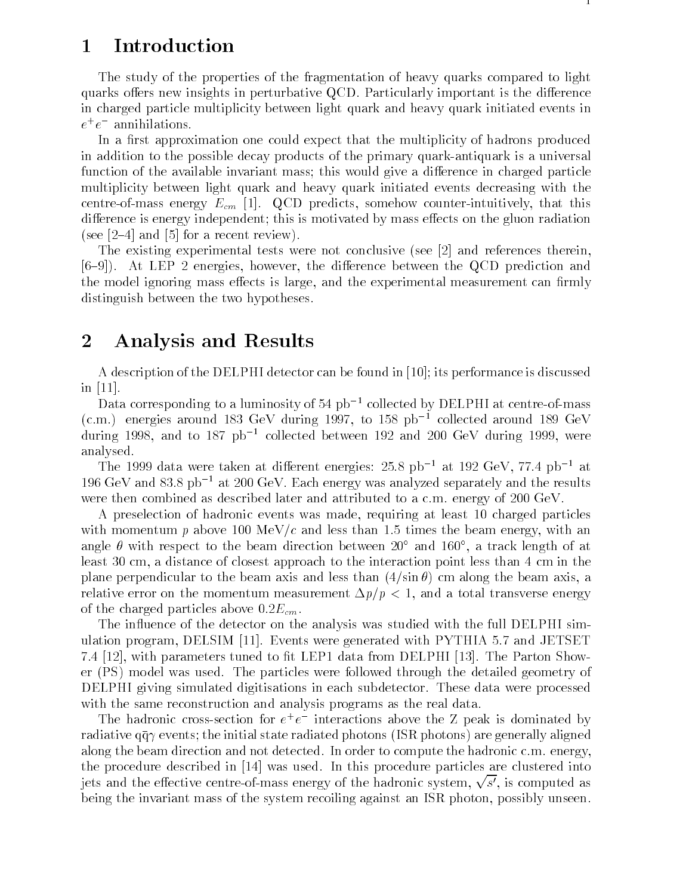# 1 Introduction

The study of the properties of the fragmentation of heavy quarks compared to light quarks offers new insights in perturbative QCD. Particularly important is the difference in charged particle multiplicity between light quark and heavy quark initiated events in $e^+e^-$ annihilations.

In a first approximation one could expect that the multiplicity of hadrons produced in addition to the possible decay products of the primary quark-antiquark is a universal function of the available invariant mass; this would give a difference in charged particle multiplicity between light quark and heavy quark initiated events decreasing with the centre-of-mass energy $E_{cm}$ [1]. QCD predicts, somehow counter-intuitively, that this difference is energy independent; this is motivated by mass effects on the gluon radiation (see [2–4] and [5] for a recent review).

The existing experimental tests were not conclusive (see [2] and references therein, [6–9]). At LEP 2 energies, however, the difference between the QCD prediction and the model ignoring mass effects is large, and the experimental measurement can firmly distinguish between the two hypotheses.

# 2 Analysis and Results

A description of the DELPHI detector can be found in [10]; its performance is discussed in [11].

Data corresponding to a luminosity of 54 pb$^{-1}$ collected by DELPHI at centre-of-mass (c.m.) energies around 183 GeV during 1997, to 158 pb$^{-1}$ collected around 189 GeV during 1998, and to 187 pb$^{-1}$ collected between 192 and 200 GeV during 1999, were analysed.

The 1999 data were taken at different energies: 25.8 pb$^{-1}$ at 192 GeV, 77.4 pb$^{-1}$ at 196 GeV and 83.8 pb$^{-1}$ at 200 GeV. Each energy was analyzed separately and the results were then combined as described later and attributed to a c.m. energy of 200 GeV.

A preselection of hadronic events was made, requiring at least 10 charged particles with momentum $p$ above 100 MeV/$c$ and less than 1.5 times the beam energy, with an angle $\theta$ with respect to the beam direction between 20° and 160°, a track length of at least 30 cm, a distance of closest approach to the interaction point less than 4 cm in the plane perpendicular to the beam axis and less than $(4/\sin\theta)$ cm along the beam axis, a relative error on the momentum measurement $\Delta p/p < 1$, and a total transverse energy of the charged particles above $0.2E_{cm}$.

The influence of the detector on the analysis was studied with the full DELPHI simulation program, DELSIM [11]. Events were generated with PYTHIA 5.7 and JETSET 7.4 [12], with parameters tuned to fit LEP1 data from DELPHI [13]. The Parton Shower (PS) model was used. The particles were followed through the detailed geometry of DELPHI giving simulated digitisations in each subdetector. These data were processed with the same reconstruction and analysis programs as the real data.

The hadronic cross-section for $e^+e^-$ interactions above the Z peak is dominated by radiative $q\bar{q}\gamma$ events; the initial state radiated photons (ISR photons) are generally aligned along the beam direction and not detected. In order to compute the hadronic c.m. energy, the procedure described in [14] was used. In this procedure particles are clustered into jets and the effective centre-of-mass energy of the hadronic system, $\sqrt{s'}$, is computed as being the invariant mass of the system recoiling against an ISR photon, possibly unseen.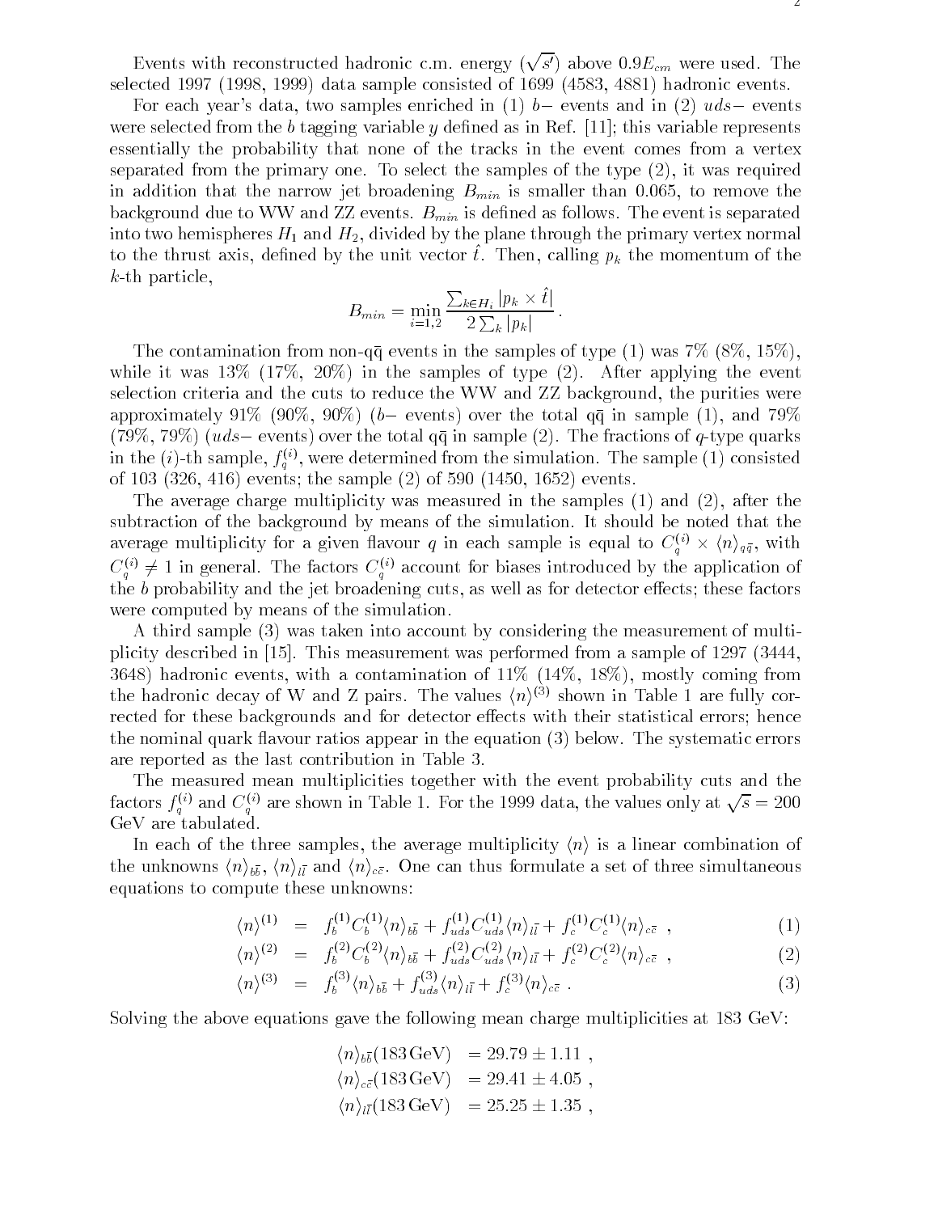Events with reconstructed hadronic c.m. energy ($\sqrt{s'}$) above $0.9E_{cm}$ were used. The selected 1997 (1998, 1999) data sample consisted of 1699 (4583, 4881) hadronic events.

For each year's data, two samples enriched in (1) $b-$ events and in (2) $uds-$ events were selected from the $b$ tagging variable $y$ defined as in Ref. [11]; this variable represents essentially the probability that none of the tracks in the event comes from a vertex separated from the primary one. To select the samples of the type (2), it was required in addition that the narrow jet broadening $B_{min}$ is smaller than 0.065, to remove the background due to WW and ZZ events. $B_{min}$ is defined as follows. The event is separated into two hemispheres $H_1$ and $H_2$, divided by the plane through the primary vertex normal to the thrust axis, defined by the unit vector $\hat{t}$. Then, calling $p_k$ the momentum of the $k$-th particle,

$$B_{min} = \min_{i=1,2} \frac{\sum_{k \in H_i} |p_k \times \hat{t}|}{2 \sum_k |p_k|} .$$

The contamination from non-q$\bar{\text{q}}$ events in the samples of type (1) was 7% (8%, 15%), while it was 13% (17%, 20%) in the samples of type (2). After applying the event selection criteria and the cuts to reduce the WW and ZZ background, the purities were approximately 91% (90%, 90%) ($b-$ events) over the total q$\bar{\text{q}}$ in sample (1), and 79% (79%, 79%) ($uds-$ events) over the total q$\bar{\text{q}}$ in sample (2). The fractions of $q$-type quarks in the $(i)$-th sample, $f_q^{(i)}$, were determined from the simulation. The sample (1) consisted of 103 (326, 416) events; the sample (2) of 590 (1450, 1652) events.

The average charge multiplicity was measured in the samples (1) and (2), after the subtraction of the background by means of the simulation. It should be noted that the average multiplicity for a given flavour $q$ in each sample is equal to $C_q^{(i)} \times \langle n \rangle_{q\bar{q}}$, with $C_q^{(i)} \neq 1$ in general. The factors $C_q^{(i)}$ account for biases introduced by the application of the $b$ probability and the jet broadening cuts, as well as for detector effects; these factors were computed by means of the simulation.

A third sample (3) was taken into account by considering the measurement of multiplicity described in [15]. This measurement was performed from a sample of 1297 (3444, 3648) hadronic events, with a contamination of 11% (14%, 18%), mostly coming from the hadronic decay of W and Z pairs. The values $\langle n \rangle^{(3)}$ shown in Table 1 are fully corrected for these backgrounds and for detector effects with their statistical errors; hence the nominal quark flavour ratios appear in the equation (3) below. The systematic errors are reported as the last contribution in Table 3.

The measured mean multiplicities together with the event probability cuts and the factors $f_q^{(i)}$ and $C_q^{(i)}$ are shown in Table 1. For the 1999 data, the values only at $\sqrt{s} = 200$ GeV are tabulated.

In each of the three samples, the average multiplicity $\langle n \rangle$ is a linear combination of the unknowns $\langle n \rangle_{b\bar{b}}$, $\langle n \rangle_{l\bar{l}}$ and $\langle n \rangle_{c\bar{c}}$. One can thus formulate a set of three simultaneous equations to compute these unknowns:

$$\langle n \rangle^{(1)} = f_b^{(1)} C_b^{(1)} \langle n \rangle_{b\bar{b}} + f_{uds}^{(1)} C_{uds}^{(1)} \langle n \rangle_{l\bar{l}} + f_c^{(1)} C_c^{(1)} \langle n \rangle_{c\bar{c}} \ , \tag{1}$$

$$\langle n \rangle^{(2)} = f_b^{(2)} C_b^{(2)} \langle n \rangle_{b\bar{b}} + f_{uds}^{(2)} C_{uds}^{(2)} \langle n \rangle_{l\bar{l}} + f_c^{(2)} C_c^{(2)} \langle n \rangle_{c\bar{c}} \ , \tag{2}$$

$$\langle n \rangle^{(3)} = f_b^{(3)} \langle n \rangle_{b\bar{b}} + f_{uds}^{(3)} \langle n \rangle_{l\bar{l}} + f_c^{(3)} \langle n \rangle_{c\bar{c}} \ . \tag{3}$$

Solving the above equations gave the following mean charge multiplicities at 183 GeV:

$$\langle n \rangle_{b\bar{b}}(183\,\text{GeV}) = 29.79 \pm 1.11 \ ,$$
$$\langle n \rangle_{c\bar{c}}(183\,\text{GeV}) = 29.41 \pm 4.05 \ ,$$
$$\langle n \rangle_{l\bar{l}}(183\,\text{GeV}) = 25.25 \pm 1.35 \ ,$$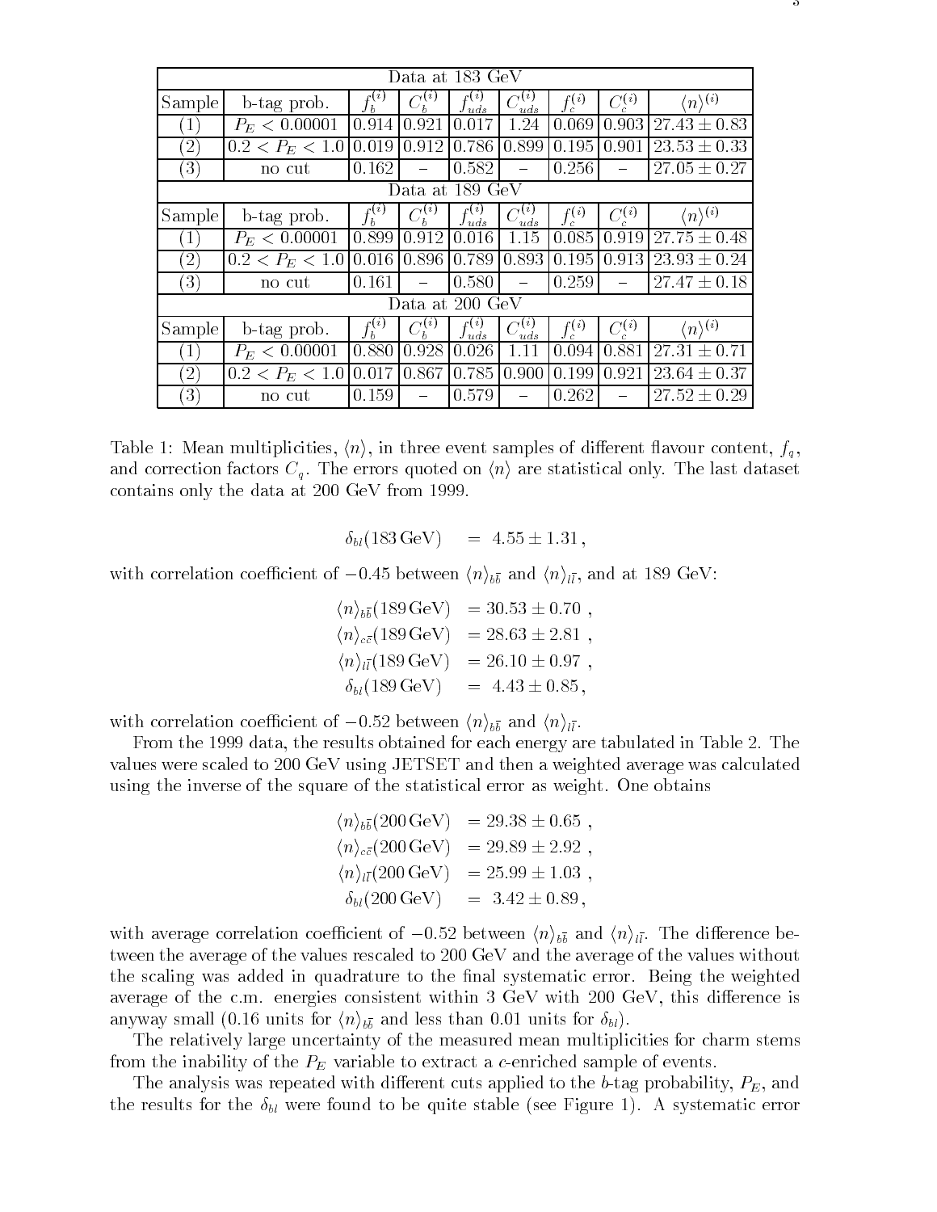| Data at 183 GeV | | | | | | | | |
|---|---|---|---|---|---|---|---|---|
| Sample | b-tag prob. | $f_b^{(i)}$ | $C_b^{(i)}$ | $f_{uds}^{(i)}$ | $C_{uds}^{(i)}$ | $f_c^{(i)}$ | $C_c^{(i)}$ | $\langle n\rangle^{(i)}$ |
| (1) | $P_E < 0.00001$ | 0.914 | 0.921 | 0.017 | 1.24 | 0.069 | 0.903 | $27.43 \pm 0.83$ |
| (2) | $0.2 < P_E < 1.0$ | 0.019 | 0.912 | 0.786 | 0.899 | 0.195 | 0.901 | $23.53 \pm 0.33$ |
| (3) | no cut | 0.162 | – | 0.582 | – | 0.256 | – | $27.05 \pm 0.27$ |
| Data at 189 GeV | | | | | | | | |
| Sample | b-tag prob. | $f_b^{(i)}$ | $C_b^{(i)}$ | $f_{uds}^{(i)}$ | $C_{uds}^{(i)}$ | $f_c^{(i)}$ | $C_c^{(i)}$ | $\langle n\rangle^{(i)}$ |
| (1) | $P_E < 0.00001$ | 0.899 | 0.912 | 0.016 | 1.15 | 0.085 | 0.919 | $27.75 \pm 0.48$ |
| (2) | $0.2 < P_E < 1.0$ | 0.016 | 0.896 | 0.789 | 0.893 | 0.195 | 0.913 | $23.93 \pm 0.24$ |
| (3) | no cut | 0.161 | – | 0.580 | – | 0.259 | – | $27.47 \pm 0.18$ |
| Data at 200 GeV | | | | | | | | |
| Sample | b-tag prob. | $f_b^{(i)}$ | $C_b^{(i)}$ | $f_{uds}^{(i)}$ | $C_{uds}^{(i)}$ | $f_c^{(i)}$ | $C_c^{(i)}$ | $\langle n\rangle^{(i)}$ |
| (1) | $P_E < 0.00001$ | 0.880 | 0.928 | 0.026 | 1.11 | 0.094 | 0.881 | $27.31 \pm 0.71$ |
| (2) | $0.2 < P_E < 1.0$ | 0.017 | 0.867 | 0.785 | 0.900 | 0.199 | 0.921 | $23.64 \pm 0.37$ |
| (3) | no cut | 0.159 | – | 0.579 | – | 0.262 | – | $27.52 \pm 0.29$ |

Table 1: Mean multiplicities, $\langle n\rangle$, in three event samples of different flavour content, $f_q$, and correction factors $C_q$. The errors quoted on $\langle n\rangle$ are statistical only. The last dataset contains only the data at 200 GeV from 1999.

$$\delta_{bl}(183\,\mathrm{GeV}) \quad = \;\; 4.55 \pm 1.31\,,$$

with correlation coefficient of $-0.45$ between $\langle n\rangle_{b\bar{b}}$ and $\langle n\rangle_{l\bar{l}}$, and at 189 GeV:

$$\begin{aligned}
\langle n\rangle_{b\bar{b}}(189\,\mathrm{GeV}) &= 30.53 \pm 0.70\ , \\
\langle n\rangle_{c\bar{c}}(189\,\mathrm{GeV}) &= 28.63 \pm 2.81\ , \\
\langle n\rangle_{l\bar{l}}(189\,\mathrm{GeV}) &= 26.10 \pm 0.97\ , \\
\delta_{bl}(189\,\mathrm{GeV}) &= \;\; 4.43 \pm 0.85,
\end{aligned}$$

with correlation coefficient of $-0.52$ between $\langle n\rangle_{b\bar{b}}$ and $\langle n\rangle_{l\bar{l}}$.

From the 1999 data, the results obtained for each energy are tabulated in Table 2. The values were scaled to 200 GeV using JETSET and then a weighted average was calculated using the inverse of the square of the statistical error as weight. One obtains

$$\begin{aligned}
\langle n\rangle_{b\bar{b}}(200\,\mathrm{GeV}) &= 29.38 \pm 0.65\ , \\
\langle n\rangle_{c\bar{c}}(200\,\mathrm{GeV}) &= 29.89 \pm 2.92\ , \\
\langle n\rangle_{l\bar{l}}(200\,\mathrm{GeV}) &= 25.99 \pm 1.03\ , \\
\delta_{bl}(200\,\mathrm{GeV}) &= \;\; 3.42 \pm 0.89,
\end{aligned}$$

with average correlation coefficient of $-0.52$ between $\langle n\rangle_{b\bar{b}}$ and $\langle n\rangle_{l\bar{l}}$. The difference between the average of the values rescaled to 200 GeV and the average of the values without the scaling was added in quadrature to the final systematic error. Being the weighted average of the c.m. energies consistent within 3 GeV with 200 GeV, this difference is anyway small (0.16 units for $\langle n\rangle_{b\bar{b}}$ and less than 0.01 units for $\delta_{bl}$).

The relatively large uncertainty of the measured mean multiplicities for charm stems from the inability of the $P_E$ variable to extract a $c$-enriched sample of events.

The analysis was repeated with different cuts applied to the $b$-tag probability, $P_E$, and the results for the $\delta_{bl}$ were found to be quite stable (see Figure 1). A systematic error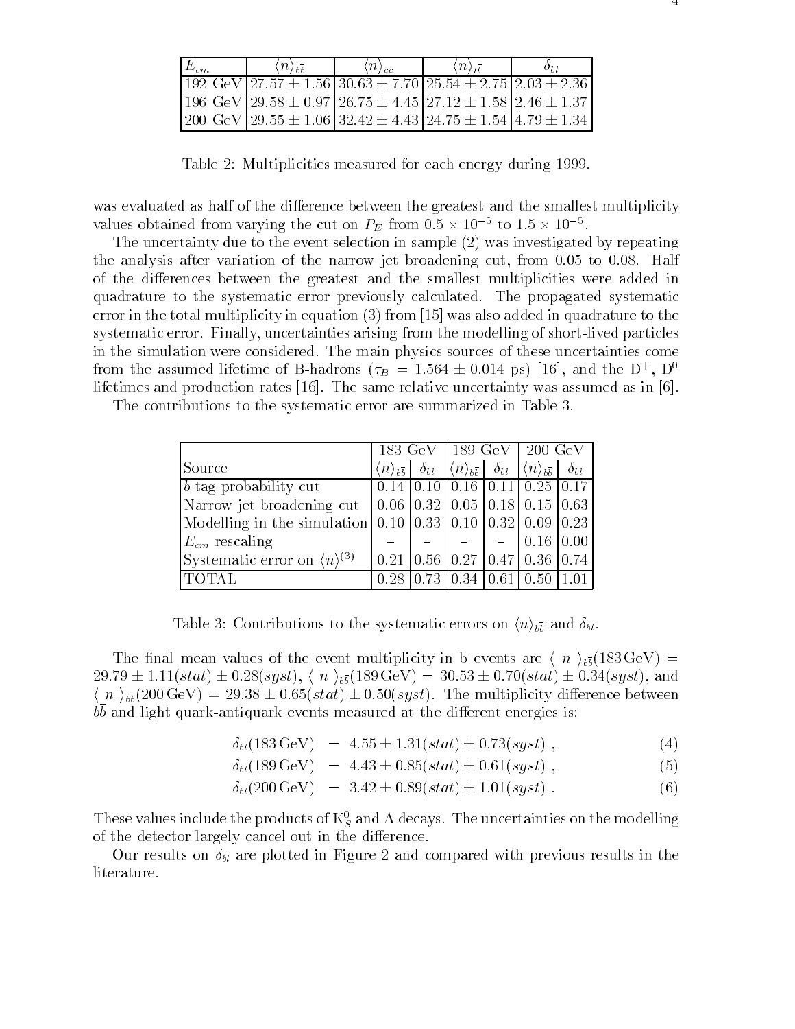| $E_{cm}$ | $\langle n \rangle_{b\bar{b}}$ | $\langle n \rangle_{c\bar{c}}$ | $\langle n \rangle_{l\bar{l}}$ | $\delta_{bl}$ |
|---|---|---|---|---|
| 192 GeV | $27.57 \pm 1.56$ | $30.63 \pm 7.70$ | $25.54 \pm 2.75$ | $2.03 \pm 2.36$ |
| 196 GeV | $29.58 \pm 0.97$ | $26.75 \pm 4.45$ | $27.12 \pm 1.58$ | $2.46 \pm 1.37$ |
| 200 GeV | $29.55 \pm 1.06$ | $32.42 \pm 4.43$ | $24.75 \pm 1.54$ | $4.79 \pm 1.34$ |

Table 2: Multiplicities measured for each energy during 1999.

was evaluated as half of the difference between the greatest and the smallest multiplicity values obtained from varying the cut on $P_E$ from $0.5 \times 10^{-5}$ to $1.5 \times 10^{-5}$.

The uncertainty due to the event selection in sample (2) was investigated by repeating the analysis after variation of the narrow jet broadening cut, from 0.05 to 0.08. Half of the differences between the greatest and the smallest multiplicities were added in quadrature to the systematic error previously calculated. The propagated systematic error in the total multiplicity in equation (3) from [15] was also added in quadrature to the systematic error. Finally, uncertainties arising from the modelling of short-lived particles in the simulation were considered. The main physics sources of these uncertainties come from the assumed lifetime of B-hadrons ($\tau_B = 1.564 \pm 0.014$ ps) [16], and the $D^+$, $D^0$ lifetimes and production rates [16]. The same relative uncertainty was assumed as in [6].

The contributions to the systematic error are summarized in Table 3.

| | 183 GeV | | 189 GeV | | 200 GeV | |
|---|---|---|---|---|---|---|
| Source | $\langle n \rangle_{b\bar{b}}$ | $\delta_{bl}$ | $\langle n \rangle_{b\bar{b}}$ | $\delta_{bl}$ | $\langle n \rangle_{b\bar{b}}$ | $\delta_{bl}$ |
| $b$-tag probability cut | 0.14 | 0.10 | 0.16 | 0.11 | 0.25 | 0.17 |
| Narrow jet broadening cut | 0.06 | 0.32 | 0.05 | 0.18 | 0.15 | 0.63 |
| Modelling in the simulation | 0.10 | 0.33 | 0.10 | 0.32 | 0.09 | 0.23 |
| $E_{cm}$ rescaling | – | – | – | – | 0.16 | 0.00 |
| Systematic error on $\langle n \rangle^{(3)}$ | 0.21 | 0.56 | 0.27 | 0.47 | 0.36 | 0.74 |
| TOTAL | 0.28 | 0.73 | 0.34 | 0.61 | 0.50 | 1.01 |

Table 3: Contributions to the systematic errors on $\langle n \rangle_{b\bar{b}}$ and $\delta_{bl}$.

The final mean values of the event multiplicity in b events are $\langle n \rangle_{b\bar{b}}(183\,\text{GeV}) = 29.79 \pm 1.11(stat) \pm 0.28(syst)$, $\langle n \rangle_{b\bar{b}}(189\,\text{GeV}) = 30.53 \pm 0.70(stat) \pm 0.34(syst)$, and $\langle n \rangle_{b\bar{b}}(200\,\text{GeV}) = 29.38 \pm 0.65(stat) \pm 0.50(syst)$. The multiplicity difference between $b\bar{b}$ and light quark-antiquark events measured at the different energies is:

$$\delta_{bl}(183\,\text{GeV}) = 4.55 \pm 1.31(stat) \pm 0.73(syst)\,, \tag{4}$$

$$\delta_{bl}(189\,\text{GeV}) = 4.43 \pm 0.85(stat) \pm 0.61(syst)\,, \tag{5}$$

$$\delta_{bl}(200\,\text{GeV}) = 3.42 \pm 0.89(stat) \pm 1.01(syst)\,. \tag{6}$$

These values include the products of $K^0_S$ and $\Lambda$ decays. The uncertainties on the modelling of the detector largely cancel out in the difference.

Our results on $\delta_{bl}$ are plotted in Figure 2 and compared with previous results in the literature.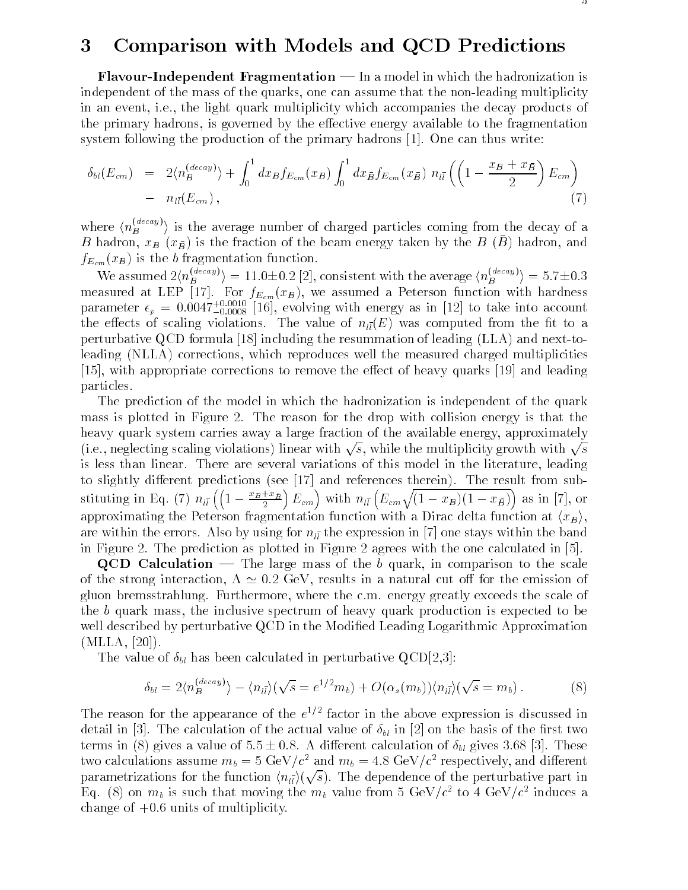# 3 Comparison with Models and QCD Predictions

**Flavour-Independent Fragmentation** — In a model in which the hadronization is independent of the mass of the quarks, one can assume that the non-leading multiplicity in an event, i.e., the light quark multiplicity which accompanies the decay products of the primary hadrons, is governed by the effective energy available to the fragmentation system following the production of the primary hadrons [1]. One can thus write:

$$
\begin{aligned}
\delta_{bl}(E_{cm}) &= 2\langle n_B^{(decay)}\rangle + \int_0^1 dx_B f_{E_{cm}}(x_B) \int_0^1 dx_{\bar{B}} f_{E_{cm}}(x_{\bar{B}})\; n_{l\bar{l}}\left(\left(1 - \frac{x_B + x_{\bar{B}}}{2}\right) E_{cm}\right) \\
&- \; n_{l\bar{l}}(E_{cm}) \,, \qquad (7)
\end{aligned}
$$

where $\langle n_B^{(decay)}\rangle$ is the average number of charged particles coming from the decay of a $B$ hadron, $x_B$ ($x_{\bar{B}}$) is the fraction of the beam energy taken by the $B$ ($\bar{B}$) hadron, and $f_{E_{cm}}(x_B)$ is the $b$ fragmentation function.

We assumed $2\langle n_B^{(decay)}\rangle = 11.0 \pm 0.2$ [2], consistent with the average $\langle n_B^{(decay)}\rangle = 5.7 \pm 0.3$ measured at LEP [17]. For $f_{E_{cm}}(x_B)$, we assumed a Peterson function with hardness parameter $\epsilon_p = 0.0047^{+0.0010}_{-0.0008}$ [16], evolving with energy as in [12] to take into account the effects of scaling violations. The value of $n_{l\bar{l}}(E)$ was computed from the fit to a perturbative QCD formula [18] including the resummation of leading (LLA) and next-to-leading (NLLA) corrections, which reproduces well the measured charged multiplicities [15], with appropriate corrections to remove the effect of heavy quarks [19] and leading particles.

The prediction of the model in which the hadronization is independent of the quark mass is plotted in Figure 2. The reason for the drop with collision energy is that the heavy quark system carries away a large fraction of the available energy, approximately (i.e., neglecting scaling violations) linear with $\sqrt{s}$, while the multiplicity growth with $\sqrt{s}$ is less than linear. There are several variations of this model in the literature, leading to slightly different predictions (see [17] and references therein). The result from substituting in Eq. (7) $n_{l\bar{l}}\left(\left(1 - \frac{x_B + x_{\bar{B}}}{2}\right) E_{cm}\right)$ with $n_{l\bar{l}}\left(E_{cm}\sqrt{(1-x_B)(1-x_{\bar{B}})}\right)$ as in [7], or approximating the Peterson fragmentation function with a Dirac delta function at $\langle x_B\rangle$, are within the errors. Also by using for $n_{l\bar{l}}$ the expression in [7] one stays within the band in Figure 2. The prediction as plotted in Figure 2 agrees with the one calculated in [5].

**QCD Calculation** — The large mass of the $b$ quark, in comparison to the scale of the strong interaction, $\Lambda \simeq 0.2$ GeV, results in a natural cut off for the emission of gluon bremsstrahlung. Furthermore, where the c.m. energy greatly exceeds the scale of the $b$ quark mass, the inclusive spectrum of heavy quark production is expected to be well described by perturbative QCD in the Modified Leading Logarithmic Approximation (MLLA, [20]).

The value of $\delta_{bl}$ has been calculated in perturbative QCD[2,3]:

$$
\delta_{bl} = 2\langle n_B^{(decay)}\rangle - \langle n_{l\bar{l}}\rangle(\sqrt{s} = e^{1/2} m_b) + O(\alpha_s(m_b))\langle n_{l\bar{l}}\rangle(\sqrt{s} = m_b) \,. \qquad (8)
$$

The reason for the appearance of the $e^{1/2}$ factor in the above expression is discussed in detail in [3]. The calculation of the actual value of $\delta_{bl}$ in [2] on the basis of the first two terms in (8) gives a value of $5.5 \pm 0.8$. A different calculation of $\delta_{bl}$ gives 3.68 [3]. These two calculations assume $m_b = 5$ GeV/$c^2$ and $m_b = 4.8$ GeV/$c^2$ respectively, and different parametrizations for the function $\langle n_{l\bar{l}}\rangle(\sqrt{s})$. The dependence of the perturbative part in Eq. (8) on $m_b$ is such that moving the $m_b$ value from 5 GeV/$c^2$ to 4 GeV/$c^2$ induces a change of $+0.6$ units of multiplicity.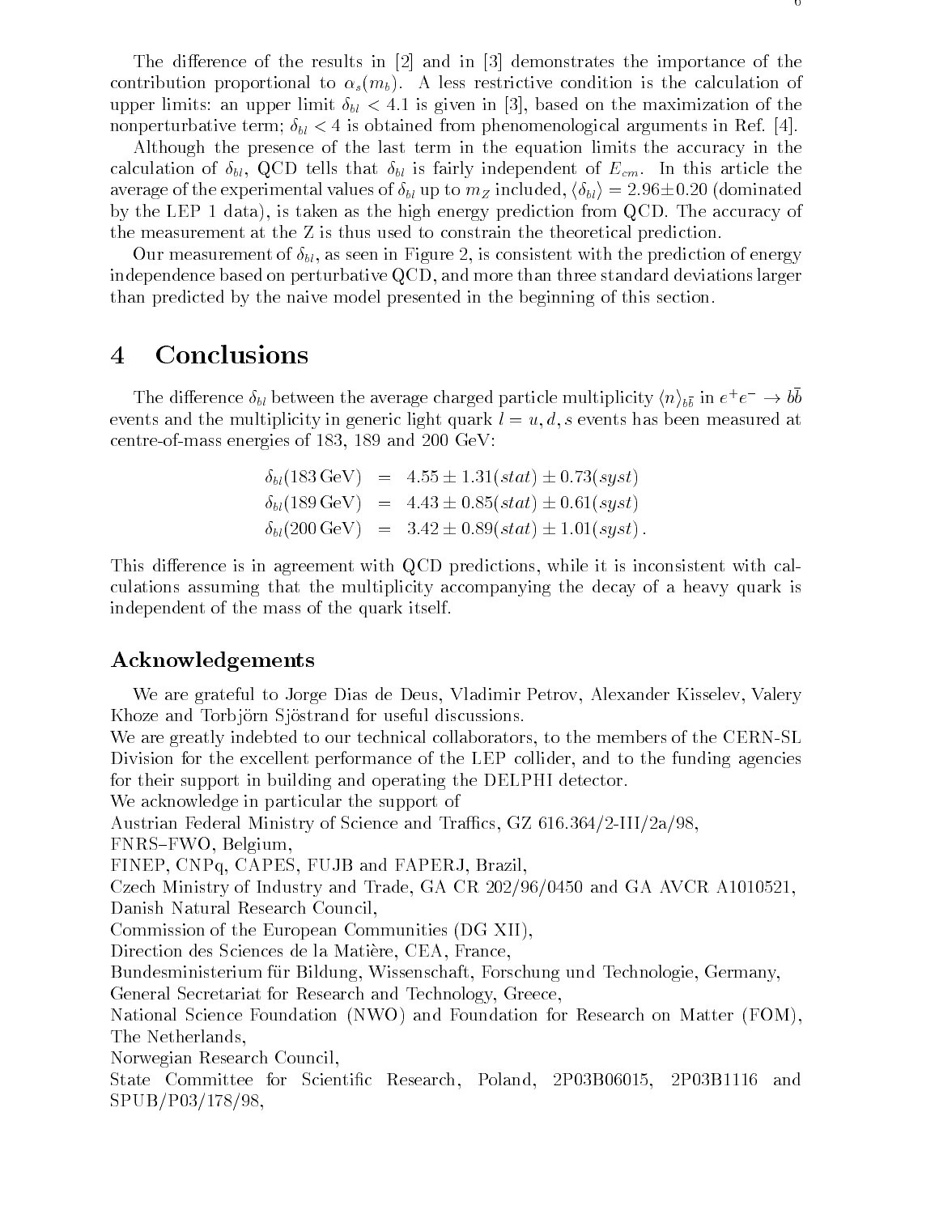The difference of the results in [2] and in [3] demonstrates the importance of the contribution proportional to $\alpha_s(m_b)$. A less restrictive condition is the calculation of upper limits: an upper limit $\delta_{bl} < 4.1$ is given in [3], based on the maximization of the nonperturbative term; $\delta_{bl} < 4$ is obtained from phenomenological arguments in Ref. [4].

Although the presence of the last term in the equation limits the accuracy in the calculation of $\delta_{bl}$, QCD tells that $\delta_{bl}$ is fairly independent of $E_{cm}$. In this article the average of the experimental values of $\delta_{bl}$ up to $m_Z$ included, $\langle \delta_{bl} \rangle = 2.96 \pm 0.20$ (dominated by the LEP 1 data), is taken as the high energy prediction from QCD. The accuracy of the measurement at the Z is thus used to constrain the theoretical prediction.

Our measurement of $\delta_{bl}$, as seen in Figure 2, is consistent with the prediction of energy independence based on perturbative QCD, and more than three standard deviations larger than predicted by the naive model presented in the beginning of this section.

# 4 Conclusions

The difference $\delta_{bl}$ between the average charged particle multiplicity $\langle n \rangle_{b\bar{b}}$ in $e^+e^- \to b\bar{b}$ events and the multiplicity in generic light quark $l = u, d, s$ events has been measured at centre-of-mass energies of 183, 189 and 200 GeV:

$$
\begin{aligned}
\delta_{bl}(183\,\mathrm{GeV}) &= 4.55 \pm 1.31(stat) \pm 0.73(syst) \\
\delta_{bl}(189\,\mathrm{GeV}) &= 4.43 \pm 0.85(stat) \pm 0.61(syst) \\
\delta_{bl}(200\,\mathrm{GeV}) &= 3.42 \pm 0.89(stat) \pm 1.01(syst)\,.
\end{aligned}
$$

This difference is in agreement with QCD predictions, while it is inconsistent with calculations assuming that the multiplicity accompanying the decay of a heavy quark is independent of the mass of the quark itself.

## Acknowledgements

We are grateful to Jorge Dias de Deus, Vladimir Petrov, Alexander Kisselev, Valery Khoze and Torbjörn Sjöstrand for useful discussions.

We are greatly indebted to our technical collaborators, to the members of the CERN-SL Division for the excellent performance of the LEP collider, and to the funding agencies for their support in building and operating the DELPHI detector.

We acknowledge in particular the support of

Austrian Federal Ministry of Science and Traffics, GZ 616.364/2-III/2a/98,

FNRS–FWO, Belgium,

FINEP, CNPq, CAPES, FUJB and FAPERJ, Brazil,

Czech Ministry of Industry and Trade, GA CR 202/96/0450 and GA AVCR A1010521,

Danish Natural Research Council,

Commission of the European Communities (DG XII),

Direction des Sciences de la Matière, CEA, France,

Bundesministerium für Bildung, Wissenschaft, Forschung und Technologie, Germany,

General Secretariat for Research and Technology, Greece,

National Science Foundation (NWO) and Foundation for Research on Matter (FOM), The Netherlands,

Norwegian Research Council,

State Committee for Scientific Research, Poland, 2P03B06015, 2P03B1116 and SPUB/P03/178/98,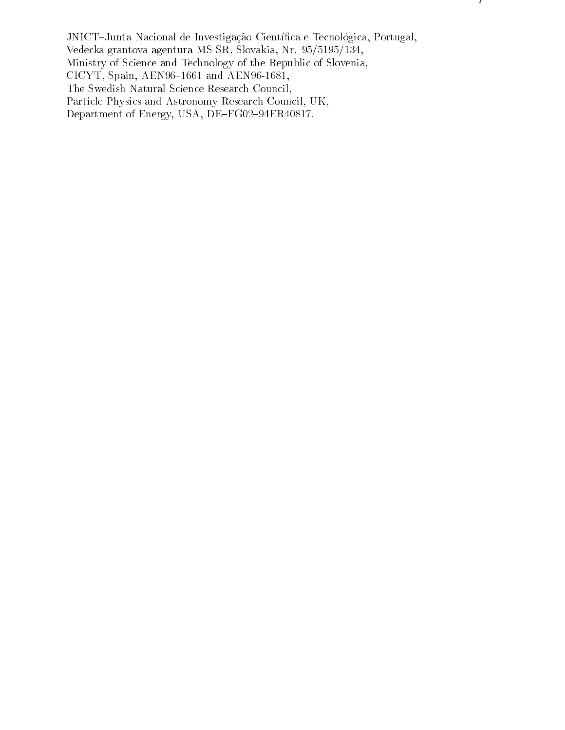JNICT–Junta Nacional de Investigação Científica e Tecnológica, Portugal,
Vedecka grantova agentura MS SR, Slovakia, Nr. 95/5195/134,
Ministry of Science and Technology of the Republic of Slovenia,
CICYT, Spain, AEN96–1661 and AEN96-1681,
The Swedish Natural Science Research Council,
Particle Physics and Astronomy Research Council, UK,
Department of Energy, USA, DE–FG02–94ER40817.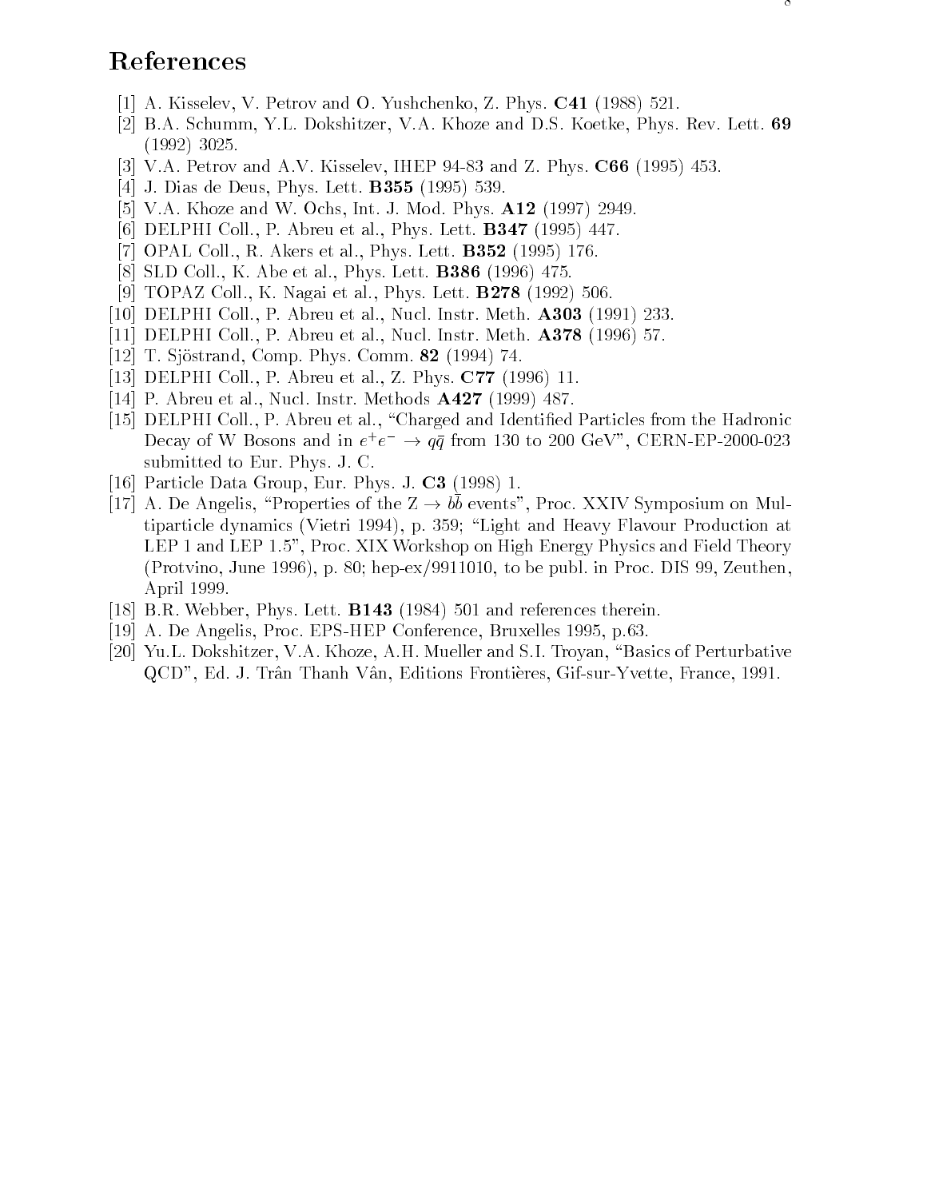# References

[1] A. Kisselev, V. Petrov and O. Yushchenko, Z. Phys. **C41** (1988) 521.

[2] B.A. Schumm, Y.L. Dokshitzer, V.A. Khoze and D.S. Koetke, Phys. Rev. Lett. **69** (1992) 3025.

[3] V.A. Petrov and A.V. Kisselev, IHEP 94-83 and Z. Phys. **C66** (1995) 453.

[4] J. Dias de Deus, Phys. Lett. **B355** (1995) 539.

[5] V.A. Khoze and W. Ochs, Int. J. Mod. Phys. **A12** (1997) 2949.

[6] DELPHI Coll., P. Abreu et al., Phys. Lett. **B347** (1995) 447.

[7] OPAL Coll., R. Akers et al., Phys. Lett. **B352** (1995) 176.

[8] SLD Coll., K. Abe et al., Phys. Lett. **B386** (1996) 475.

[9] TOPAZ Coll., K. Nagai et al., Phys. Lett. **B278** (1992) 506.

[10] DELPHI Coll., P. Abreu et al., Nucl. Instr. Meth. **A303** (1991) 233.

[11] DELPHI Coll., P. Abreu et al., Nucl. Instr. Meth. **A378** (1996) 57.

[12] T. Sjöstrand, Comp. Phys. Comm. **82** (1994) 74.

[13] DELPHI Coll., P. Abreu et al., Z. Phys. **C77** (1996) 11.

[14] P. Abreu et al., Nucl. Instr. Methods **A427** (1999) 487.

[15] DELPHI Coll., P. Abreu et al., "Charged and Identified Particles from the Hadronic Decay of W Bosons and in $e^+e^- \rightarrow q\bar{q}$ from 130 to 200 GeV", CERN-EP-2000-023 submitted to Eur. Phys. J. C.

[16] Particle Data Group, Eur. Phys. J. **C3** (1998) 1.

[17] A. De Angelis, "Properties of the Z $\rightarrow b\bar{b}$ events", Proc. XXIV Symposium on Multiparticle dynamics (Vietri 1994), p. 359; "Light and Heavy Flavour Production at LEP 1 and LEP 1.5", Proc. XIX Workshop on High Energy Physics and Field Theory (Protvino, June 1996), p. 80; hep-ex/9911010, to be publ. in Proc. DIS 99, Zeuthen, April 1999.

[18] B.R. Webber, Phys. Lett. **B143** (1984) 501 and references therein.

[19] A. De Angelis, Proc. EPS-HEP Conference, Bruxelles 1995, p.63.

[20] Yu.L. Dokshitzer, V.A. Khoze, A.H. Mueller and S.I. Troyan, "Basics of Perturbative QCD", Ed. J. Trân Thanh Vân, Editions Frontières, Gif-sur-Yvette, France, 1991.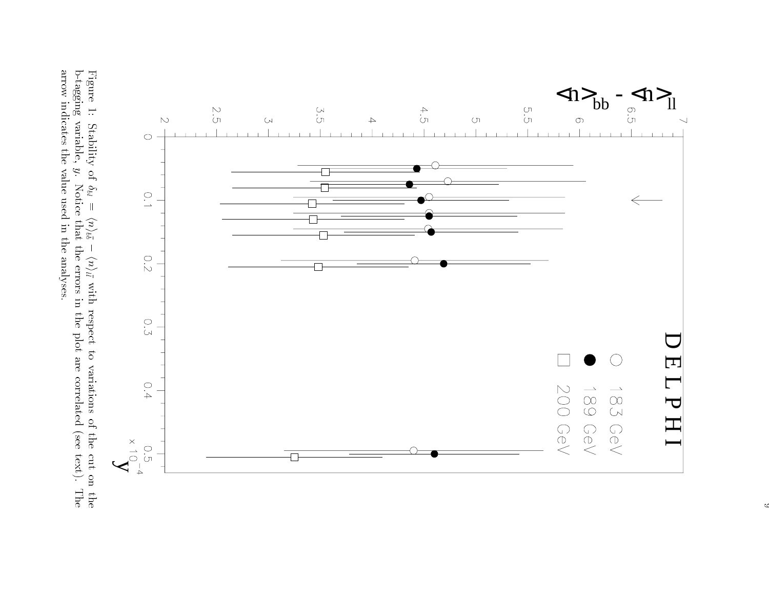Figure 1: Stability of $\delta_{bl} = \langle n \rangle_{b\bar{b}} - \langle n \rangle_{l\bar{l}}$ with respect to variations of the cut on the b-tagging variable, $y$. Notice that the errors in the plot are correlated (see text). The arrow indicates the value used in the analyses.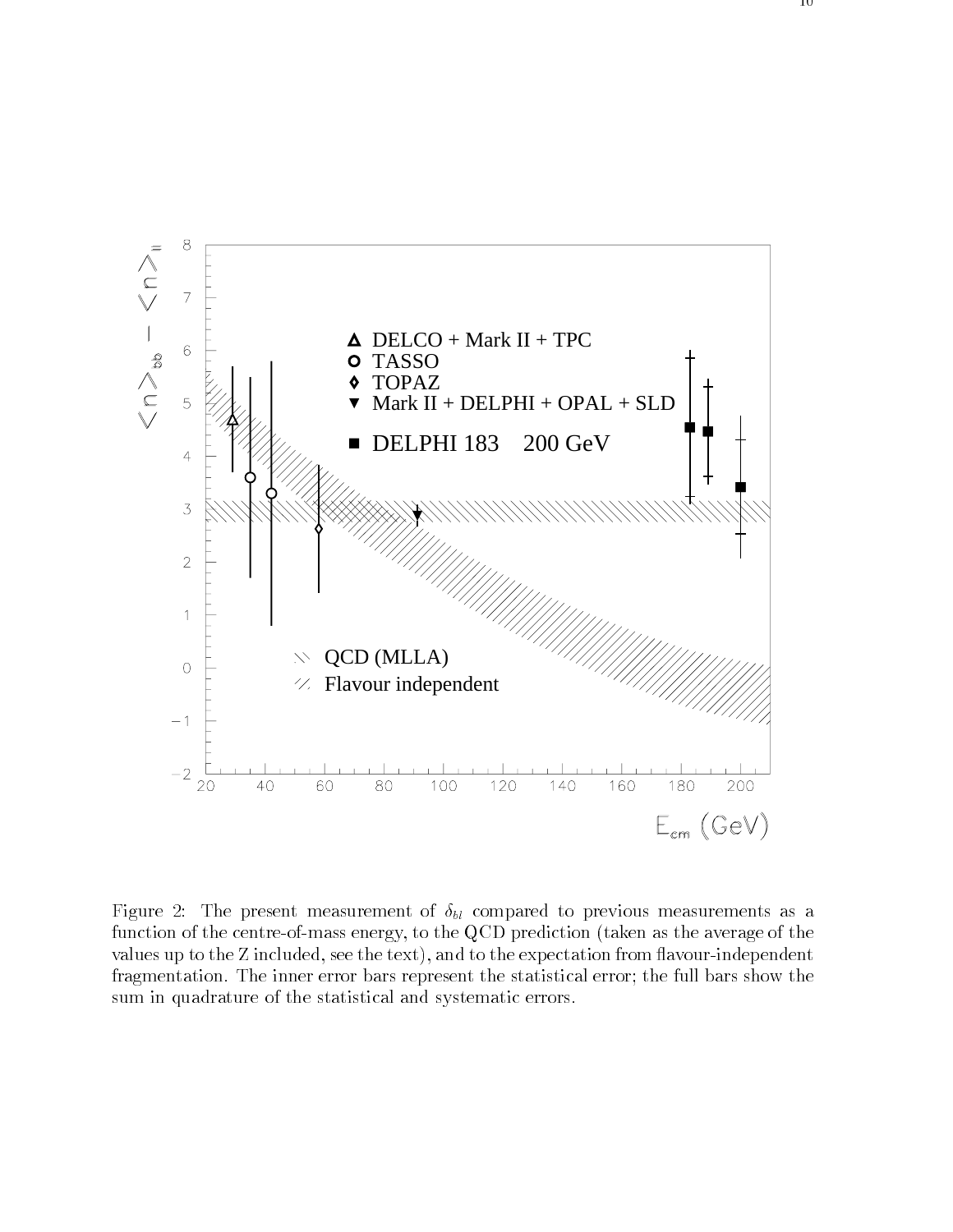$\langle n \rangle_{b\bar{b}} - \langle n \rangle_{ll}$

DELCO + Mark II + TPC
TASSO
TOPAZ
Mark II + DELPHI + OPAL + SLD
DELPHI 183    200 GeV

QCD (MLLA)
Flavour independent

8
7
6
5
4
3
2
1
0
−1
−2

20 40 60 80 100 120 140 160 180 200

$E_{cm}$ (GeV)

Figure 2: The present measurement of $\delta_{bl}$ compared to previous measurements as a function of the centre-of-mass energy, to the QCD prediction (taken as the average of the values up to the Z included, see the text), and to the expectation from flavour-independent fragmentation. The inner error bars represent the statistical error; the full bars show the sum in quadrature of the statistical and systematic errors.